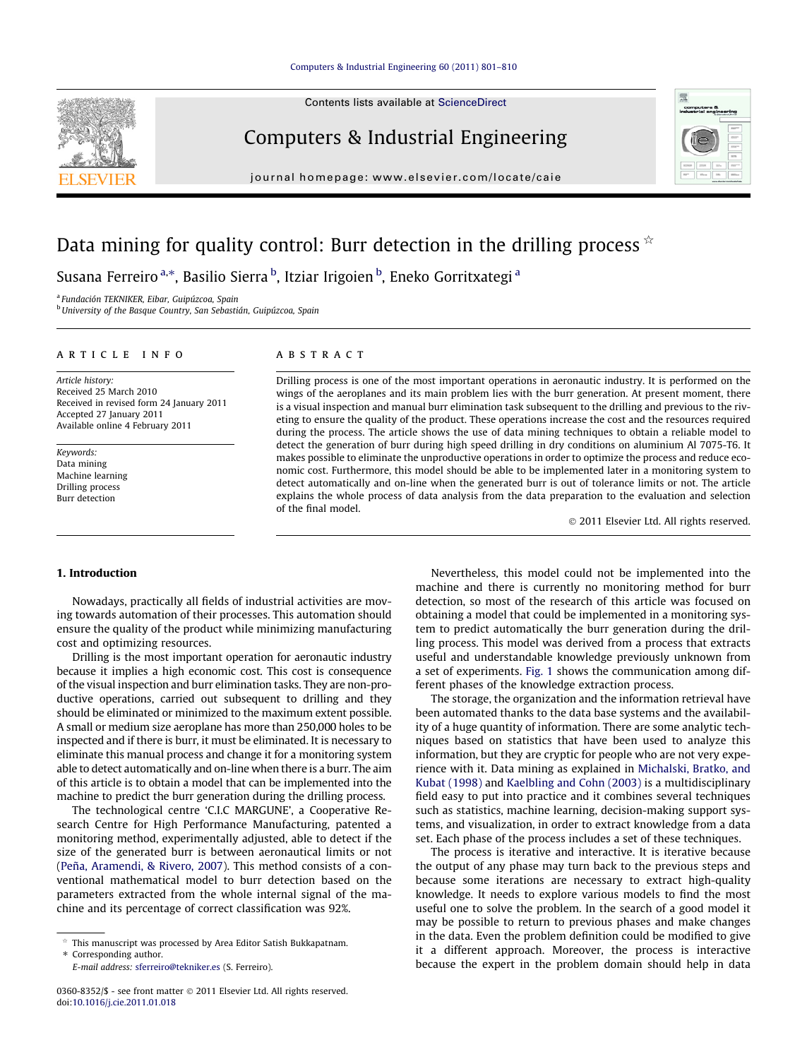# Data mining for quality control: Burr detection in the drilling process ☆

Susana Ferreiro [a,*], Basilio Sierra [b], Itziar Irigoien [b], Eneko Gorritxategi [a]

[a] Fundación TEKNIKER, Eibar, Guipúzcoa, Spain
[b] University of the Basque Country, San Sebastián, Guipúzcoa, Spain

## ARTICLE INFO

*Article history:*
Received 25 March 2010
Received in revised form 24 January 2011
Accepted 27 January 2011
Available online 4 February 2011

*Keywords:*
Data mining
Machine learning
Drilling process
Burr detection

## ABSTRACT

Drilling process is one of the most important operations in aeronautic industry. It is performed on the wings of the aeroplanes and its main problem lies with the burr generation. At present moment, there is a visual inspection and manual burr elimination task subsequent to the drilling and previous to the riveting to ensure the quality of the product. These operations increase the cost and the resources required during the process. The article shows the use of data mining techniques to obtain a reliable model to detect the generation of burr during high speed drilling in dry conditions on aluminium Al 7075-T6. It makes possible to eliminate the unproductive operations in order to optimize the process and reduce economic cost. Furthermore, this model should be able to be implemented later in a monitoring system to detect automatically and on-line when the generated burr is out of tolerance limits or not. The article explains the whole process of data analysis from the data preparation to the evaluation and selection of the final model.

© 2011 Elsevier Ltd. All rights reserved.

## 1. Introduction

Nowadays, practically all fields of industrial activities are moving towards automation of their processes. This automation should ensure the quality of the product while minimizing manufacturing cost and optimizing resources.

Drilling is the most important operation for aeronautic industry because it implies a high economic cost. This cost is consequence of the visual inspection and burr elimination tasks. They are non-productive operations, carried out subsequent to drilling and they should be eliminated or minimized to the maximum extent possible. A small or medium size aeroplane has more than 250,000 holes to be inspected and if there is burr, it must be eliminated. It is necessary to eliminate this manual process and change it for a monitoring system able to detect automatically and on-line when there is a burr. The aim of this article is to obtain a model that can be implemented into the machine to predict the burr generation during the drilling process.

The technological centre 'C.I.C MARGUNE', a Cooperative Research Centre for High Performance Manufacturing, patented a monitoring method, experimentally adjusted, able to detect if the size of the generated burr is between aeronautical limits or not (Peña, Aramendi, & Rivero, 2007). This method consists of a conventional mathematical model to burr detection based on the parameters extracted from the whole internal signal of the machine and its percentage of correct classification was 92%.

Nevertheless, this model could not be implemented into the machine and there is currently no monitoring method for burr detection, so most of the research of this article was focused on obtaining a model that could be implemented in a monitoring system to predict automatically the burr generation during the drilling process. This model was derived from a process that extracts useful and understandable knowledge previously unknown from a set of experiments. Fig. 1 shows the communication among different phases of the knowledge extraction process.

The storage, the organization and the information retrieval have been automated thanks to the data base systems and the availability of a huge quantity of information. There are some analytic techniques based on statistics that have been used to analyze this information, but they are cryptic for people who are not very experience with it. Data mining as explained in Michalski, Bratko, and Kubat (1998) and Kaelbling and Cohn (2003) is a multidisciplinary field easy to put into practice and it combines several techniques such as statistics, machine learning, decision-making support systems, and visualization, in order to extract knowledge from a data set. Each phase of the process includes a set of these techniques.

The process is iterative and interactive. It is iterative because the output of any phase may turn back to the previous steps and because some iterations are necessary to extract high-quality knowledge. It needs to explore various models to find the most useful one to solve the problem. In the search of a good model it may be possible to return to previous phases and make changes in the data. Even the problem definition could be modified to give it a different approach. Moreover, the process is interactive because the expert in the problem domain should help in data

☆ This manuscript was processed by Area Editor Satish Bukkapatnam.
\* Corresponding author.
E-mail address: sferreiro@tekniker.es (S. Ferreiro).

0360-8352/$ - see front matter © 2011 Elsevier Ltd. All rights reserved.
doi:10.1016/j.cie.2011.01.018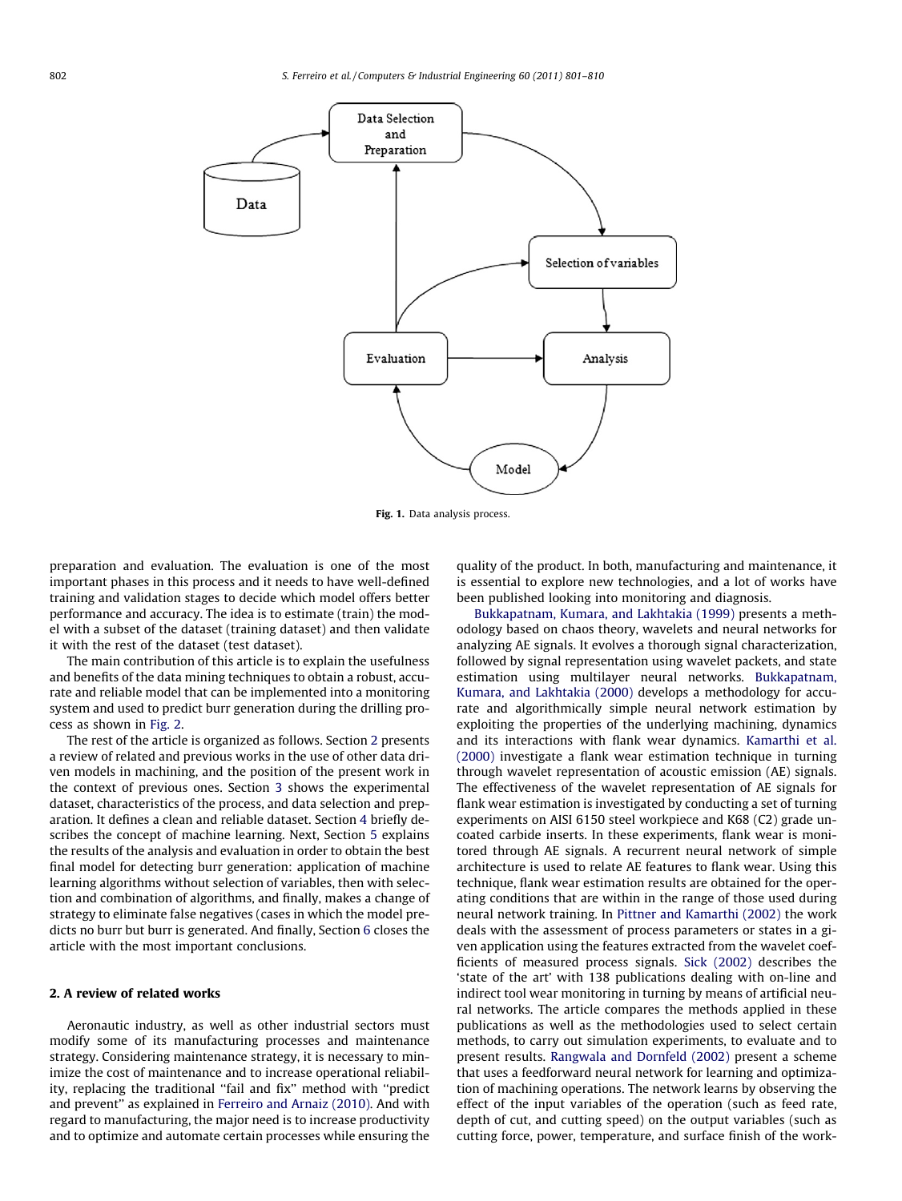Fig. 1. Data analysis process.

preparation and evaluation. The evaluation is one of the most important phases in this process and it needs to have well-defined training and validation stages to decide which model offers better performance and accuracy. The idea is to estimate (train) the model with a subset of the dataset (training dataset) and then validate it with the rest of the dataset (test dataset).

The main contribution of this article is to explain the usefulness and benefits of the data mining techniques to obtain a robust, accurate and reliable model that can be implemented into a monitoring system and used to predict burr generation during the drilling process as shown in Fig. 2.

The rest of the article is organized as follows. Section 2 presents a review of related and previous works in the use of other data driven models in machining, and the position of the present work in the context of previous ones. Section 3 shows the experimental dataset, characteristics of the process, and data selection and preparation. It defines a clean and reliable dataset. Section 4 briefly describes the concept of machine learning. Next, Section 5 explains the results of the analysis and evaluation in order to obtain the best final model for detecting burr generation: application of machine learning algorithms without selection of variables, then with selection and combination of algorithms, and finally, makes a change of strategy to eliminate false negatives (cases in which the model predicts no burr but burr is generated. And finally, Section 6 closes the article with the most important conclusions.

## 2. A review of related works

Aeronautic industry, as well as other industrial sectors must modify some of its manufacturing processes and maintenance strategy. Considering maintenance strategy, it is necessary to minimize the cost of maintenance and to increase operational reliability, replacing the traditional "fail and fix" method with "predict and prevent" as explained in Ferreiro and Arnaiz (2010). And with regard to manufacturing, the major need is to increase productivity and to optimize and automate certain processes while ensuring the quality of the product. In both, manufacturing and maintenance, it is essential to explore new technologies, and a lot of works have been published looking into monitoring and diagnosis.

Bukkapatnam, Kumara, and Lakhtakia (1999) presents a methodology based on chaos theory, wavelets and neural networks for analyzing AE signals. It evolves a thorough signal characterization, followed by signal representation using wavelet packets, and state estimation using multilayer neural networks. Bukkapatnam, Kumara, and Lakhtakia (2000) develops a methodology for accurate and algorithmically simple neural network estimation by exploiting the properties of the underlying machining, dynamics and its interactions with flank wear dynamics. Kamarthi et al. (2000) investigate a flank wear estimation technique in turning through wavelet representation of acoustic emission (AE) signals. The effectiveness of the wavelet representation of AE signals for flank wear estimation is investigated by conducting a set of turning experiments on AISI 6150 steel workpiece and K68 (C2) grade uncoated carbide inserts. In these experiments, flank wear is monitored through AE signals. A recurrent neural network of simple architecture is used to relate AE features to flank wear. Using this technique, flank wear estimation results are obtained for the operating conditions that are within in the range of those used during neural network training. In Pittner and Kamarthi (2002) the work deals with the assessment of process parameters or states in a given application using the features extracted from the wavelet coefficients of measured process signals. Sick (2002) describes the 'state of the art' with 138 publications dealing with on-line and indirect tool wear monitoring in turning by means of artificial neural networks. The article compares the methods applied in these publications as well as the methodologies used to select certain methods, to carry out simulation experiments, to evaluate and to present results. Rangwala and Dornfeld (2002) present a scheme that uses a feedforward neural network for learning and optimization of machining operations. The network learns by observing the effect of the input variables of the operation (such as feed rate, depth of cut, and cutting speed) on the output variables (such as cutting force, power, temperature, and surface finish of the work-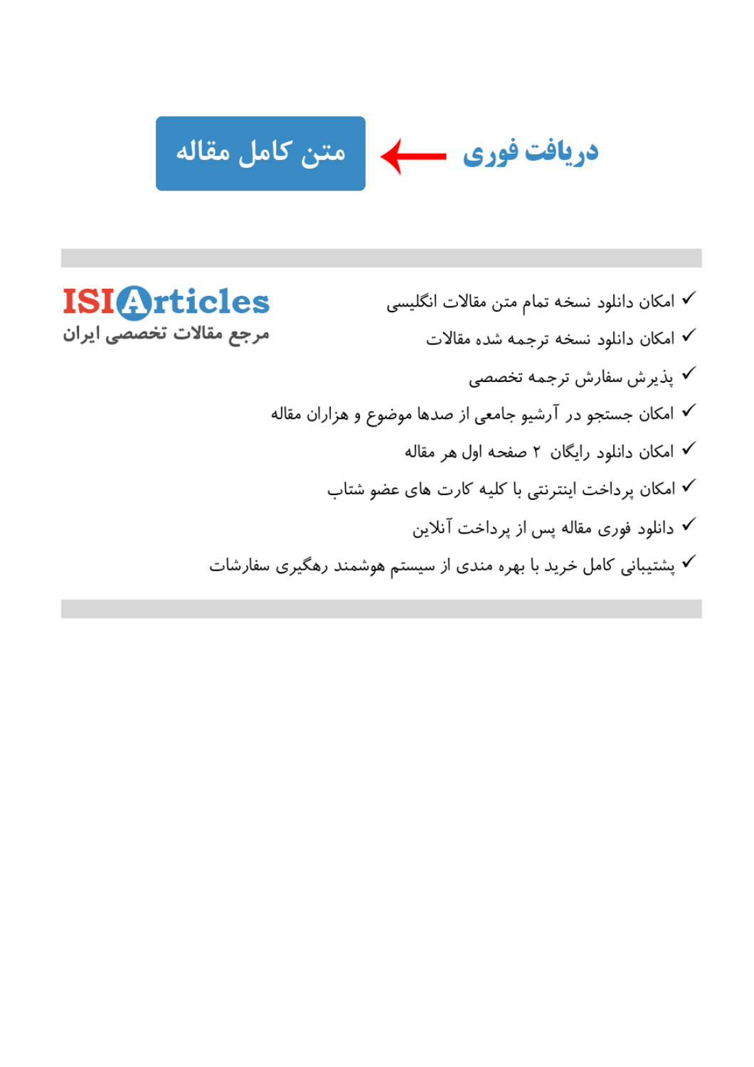دریافت فوری ← متن کامل مقاله

**ISIArticles**
مرجع مقالات تخصصی ایران

- ✓ امکان دانلود نسخه تمام متن مقالات انگلیسی
- ✓ امکان دانلود نسخه ترجمه شده مقالات
- ✓ پذیرش سفارش ترجمه تخصصی
- ✓ امکان جستجو در آرشیو جامعی از صدها موضوع و هزاران مقاله
- ✓ امکان دانلود رایگان ۲ صفحه اول هر مقاله
- ✓ امکان پرداخت اینترنتی با کلیه کارت های عضو شتاب
- ✓ دانلود فوری مقاله پس از پرداخت آنلاین
- ✓ پشتیبانی کامل خرید با بهره مندی از سیستم هوشمند رهگیری سفارشات